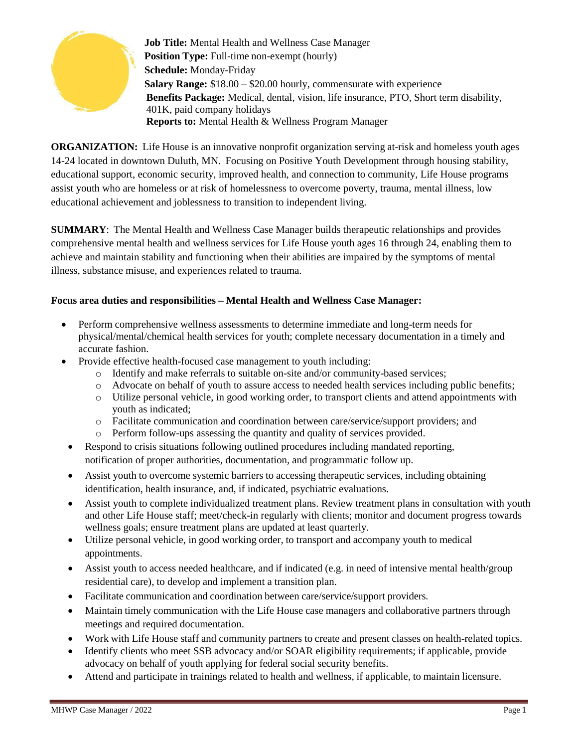**Job Title:** Mental Health and Wellness Case Manager
**Position Type:** Full-time non-exempt (hourly)
**Schedule:** Monday-Friday
**Salary Range:** $18.00 – $20.00 hourly, commensurate with experience
**Benefits Package:** Medical, dental, vision, life insurance, PTO, Short term disability, 401K, paid company holidays
**Reports to:** Mental Health & Wellness Program Manager

**ORGANIZATION:** Life House is an innovative nonprofit organization serving at-risk and homeless youth ages 14-24 located in downtown Duluth, MN. Focusing on Positive Youth Development through housing stability, educational support, economic security, improved health, and connection to community, Life House programs assist youth who are homeless or at risk of homelessness to overcome poverty, trauma, mental illness, low educational achievement and joblessness to transition to independent living.

**SUMMARY**: The Mental Health and Wellness Case Manager builds therapeutic relationships and provides comprehensive mental health and wellness services for Life House youth ages 16 through 24, enabling them to achieve and maintain stability and functioning when their abilities are impaired by the symptoms of mental illness, substance misuse, and experiences related to trauma.

**Focus area duties and responsibilities – Mental Health and Wellness Case Manager:**

- Perform comprehensive wellness assessments to determine immediate and long-term needs for physical/mental/chemical health services for youth; complete necessary documentation in a timely and accurate fashion.
- Provide effective health-focused case management to youth including:
  - Identify and make referrals to suitable on-site and/or community-based services;
  - Advocate on behalf of youth to assure access to needed health services including public benefits;
  - Utilize personal vehicle, in good working order, to transport clients and attend appointments with youth as indicated;
  - Facilitate communication and coordination between care/service/support providers; and
  - Perform follow-ups assessing the quantity and quality of services provided.
- Respond to crisis situations following outlined procedures including mandated reporting, notification of proper authorities, documentation, and programmatic follow up.
- Assist youth to overcome systemic barriers to accessing therapeutic services, including obtaining identification, health insurance, and, if indicated, psychiatric evaluations.
- Assist youth to complete individualized treatment plans. Review treatment plans in consultation with youth and other Life House staff; meet/check-in regularly with clients; monitor and document progress towards wellness goals; ensure treatment plans are updated at least quarterly.
- Utilize personal vehicle, in good working order, to transport and accompany youth to medical appointments.
- Assist youth to access needed healthcare, and if indicated (e.g. in need of intensive mental health/group residential care), to develop and implement a transition plan.
- Facilitate communication and coordination between care/service/support providers.
- Maintain timely communication with the Life House case managers and collaborative partners through meetings and required documentation.
- Work with Life House staff and community partners to create and present classes on health-related topics.
- Identify clients who meet SSB advocacy and/or SOAR eligibility requirements; if applicable, provide advocacy on behalf of youth applying for federal social security benefits.
- Attend and participate in trainings related to health and wellness, if applicable, to maintain licensure.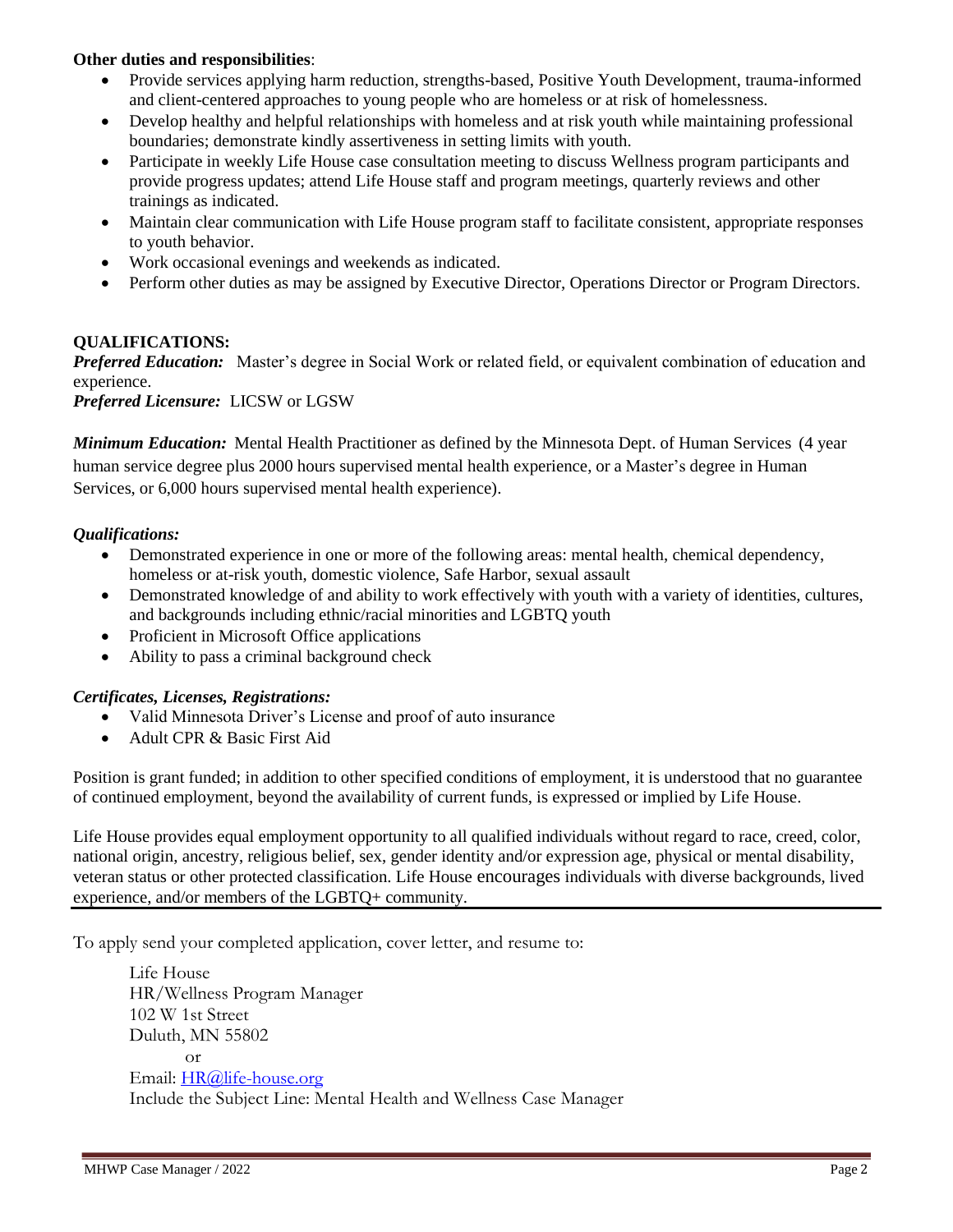**Other duties and responsibilities**:

- Provide services applying harm reduction, strengths-based, Positive Youth Development, trauma-informed and client-centered approaches to young people who are homeless or at risk of homelessness.
- Develop healthy and helpful relationships with homeless and at risk youth while maintaining professional boundaries; demonstrate kindly assertiveness in setting limits with youth.
- Participate in weekly Life House case consultation meeting to discuss Wellness program participants and provide progress updates; attend Life House staff and program meetings, quarterly reviews and other trainings as indicated.
- Maintain clear communication with Life House program staff to facilitate consistent, appropriate responses to youth behavior.
- Work occasional evenings and weekends as indicated.
- Perform other duties as may be assigned by Executive Director, Operations Director or Program Directors.

**QUALIFICATIONS:**

***Preferred Education:*** Master's degree in Social Work or related field, or equivalent combination of education and experience.

***Preferred Licensure:*** LICSW or LGSW

***Minimum Education:*** Mental Health Practitioner as defined by the Minnesota Dept. of Human Services (4 year human service degree plus 2000 hours supervised mental health experience, or a Master's degree in Human Services, or 6,000 hours supervised mental health experience).

***Qualifications:***

- Demonstrated experience in one or more of the following areas: mental health, chemical dependency, homeless or at-risk youth, domestic violence, Safe Harbor, sexual assault
- Demonstrated knowledge of and ability to work effectively with youth with a variety of identities, cultures, and backgrounds including ethnic/racial minorities and LGBTQ youth
- Proficient in Microsoft Office applications
- Ability to pass a criminal background check

***Certificates, Licenses, Registrations:***

- Valid Minnesota Driver's License and proof of auto insurance
- Adult CPR & Basic First Aid

Position is grant funded; in addition to other specified conditions of employment, it is understood that no guarantee of continued employment, beyond the availability of current funds, is expressed or implied by Life House.

Life House provides equal employment opportunity to all qualified individuals without regard to race, creed, color, national origin, ancestry, religious belief, sex, gender identity and/or expression age, physical or mental disability, veteran status or other protected classification. Life House encourages individuals with diverse backgrounds, lived experience, and/or members of the LGBTQ+ community.

---

To apply send your completed application, cover letter, and resume to:

Life House
HR/Wellness Program Manager
102 W 1st Street
Duluth, MN 55802
or
Email: [HR@life-house.org](mailto:HR@life-house.org)
Include the Subject Line: Mental Health and Wellness Case Manager